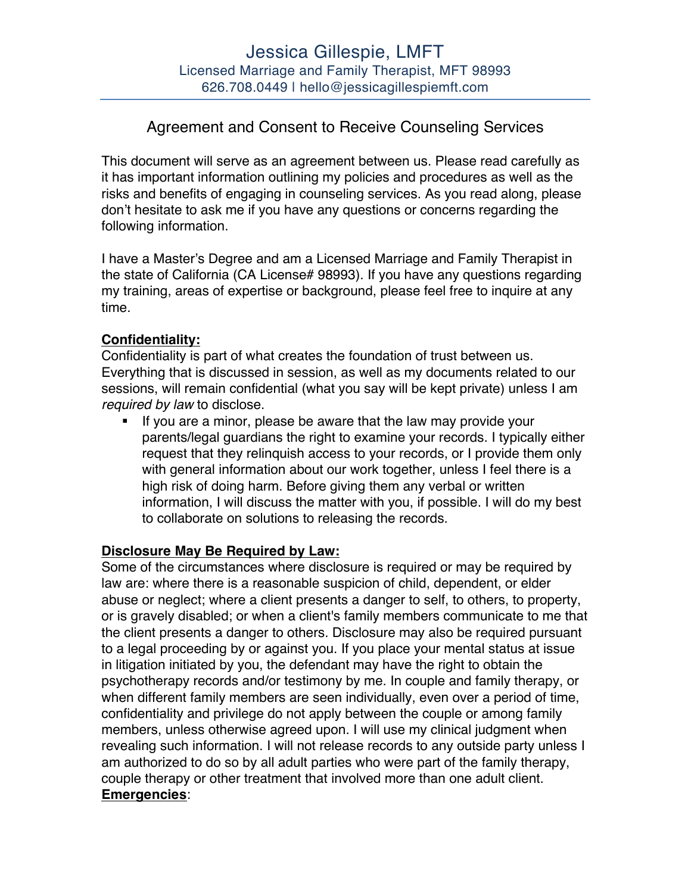# Jessica Gillespie, LMFT

Licensed Marriage and Family Therapist, MFT 98993

626.708.0449 | hello@jessicagillespiemft.com

## Agreement and Consent to Receive Counseling Services

This document will serve as an agreement between us. Please read carefully as it has important information outlining my policies and procedures as well as the risks and benefits of engaging in counseling services. As you read along, please don't hesitate to ask me if you have any questions or concerns regarding the following information.

I have a Master's Degree and am a Licensed Marriage and Family Therapist in the state of California (CA License# 98993). If you have any questions regarding my training, areas of expertise or background, please feel free to inquire at any time.

**Confidentiality:**

Confidentiality is part of what creates the foundation of trust between us. Everything that is discussed in session, as well as my documents related to our sessions, will remain confidential (what you say will be kept private) unless I am *required by law* to disclose.

- If you are a minor, please be aware that the law may provide your parents/legal guardians the right to examine your records. I typically either request that they relinquish access to your records, or I provide them only with general information about our work together, unless I feel there is a high risk of doing harm. Before giving them any verbal or written information, I will discuss the matter with you, if possible. I will do my best to collaborate on solutions to releasing the records.

**Disclosure May Be Required by Law:**

Some of the circumstances where disclosure is required or may be required by law are: where there is a reasonable suspicion of child, dependent, or elder abuse or neglect; where a client presents a danger to self, to others, to property, or is gravely disabled; or when a client's family members communicate to me that the client presents a danger to others. Disclosure may also be required pursuant to a legal proceeding by or against you. If you place your mental status at issue in litigation initiated by you, the defendant may have the right to obtain the psychotherapy records and/or testimony by me. In couple and family therapy, or when different family members are seen individually, even over a period of time, confidentiality and privilege do not apply between the couple or among family members, unless otherwise agreed upon. I will use my clinical judgment when revealing such information. I will not release records to any outside party unless I am authorized to do so by all adult parties who were part of the family therapy, couple therapy or other treatment that involved more than one adult client.

**Emergencies**: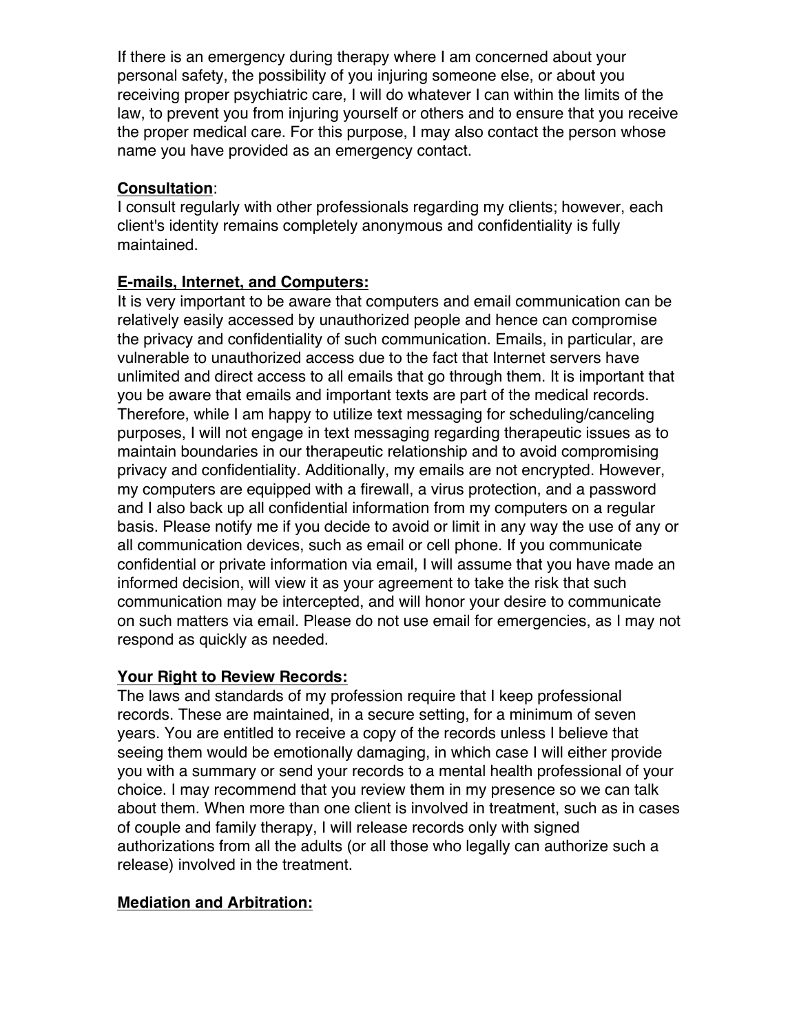If there is an emergency during therapy where I am concerned about your personal safety, the possibility of you injuring someone else, or about you receiving proper psychiatric care, I will do whatever I can within the limits of the law, to prevent you from injuring yourself or others and to ensure that you receive the proper medical care. For this purpose, I may also contact the person whose name you have provided as an emergency contact.

**Consultation**:
I consult regularly with other professionals regarding my clients; however, each client's identity remains completely anonymous and confidentiality is fully maintained.

**E-mails, Internet, and Computers:**
It is very important to be aware that computers and email communication can be relatively easily accessed by unauthorized people and hence can compromise the privacy and confidentiality of such communication. Emails, in particular, are vulnerable to unauthorized access due to the fact that Internet servers have unlimited and direct access to all emails that go through them. It is important that you be aware that emails and important texts are part of the medical records. Therefore, while I am happy to utilize text messaging for scheduling/canceling purposes, I will not engage in text messaging regarding therapeutic issues as to maintain boundaries in our therapeutic relationship and to avoid compromising privacy and confidentiality. Additionally, my emails are not encrypted. However, my computers are equipped with a firewall, a virus protection, and a password and I also back up all confidential information from my computers on a regular basis. Please notify me if you decide to avoid or limit in any way the use of any or all communication devices, such as email or cell phone. If you communicate confidential or private information via email, I will assume that you have made an informed decision, will view it as your agreement to take the risk that such communication may be intercepted, and will honor your desire to communicate on such matters via email. Please do not use email for emergencies, as I may not respond as quickly as needed.

**Your Right to Review Records:**
The laws and standards of my profession require that I keep professional records. These are maintained, in a secure setting, for a minimum of seven years. You are entitled to receive a copy of the records unless I believe that seeing them would be emotionally damaging, in which case I will either provide you with a summary or send your records to a mental health professional of your choice. I may recommend that you review them in my presence so we can talk about them. When more than one client is involved in treatment, such as in cases of couple and family therapy, I will release records only with signed authorizations from all the adults (or all those who legally can authorize such a release) involved in the treatment.

**Mediation and Arbitration:**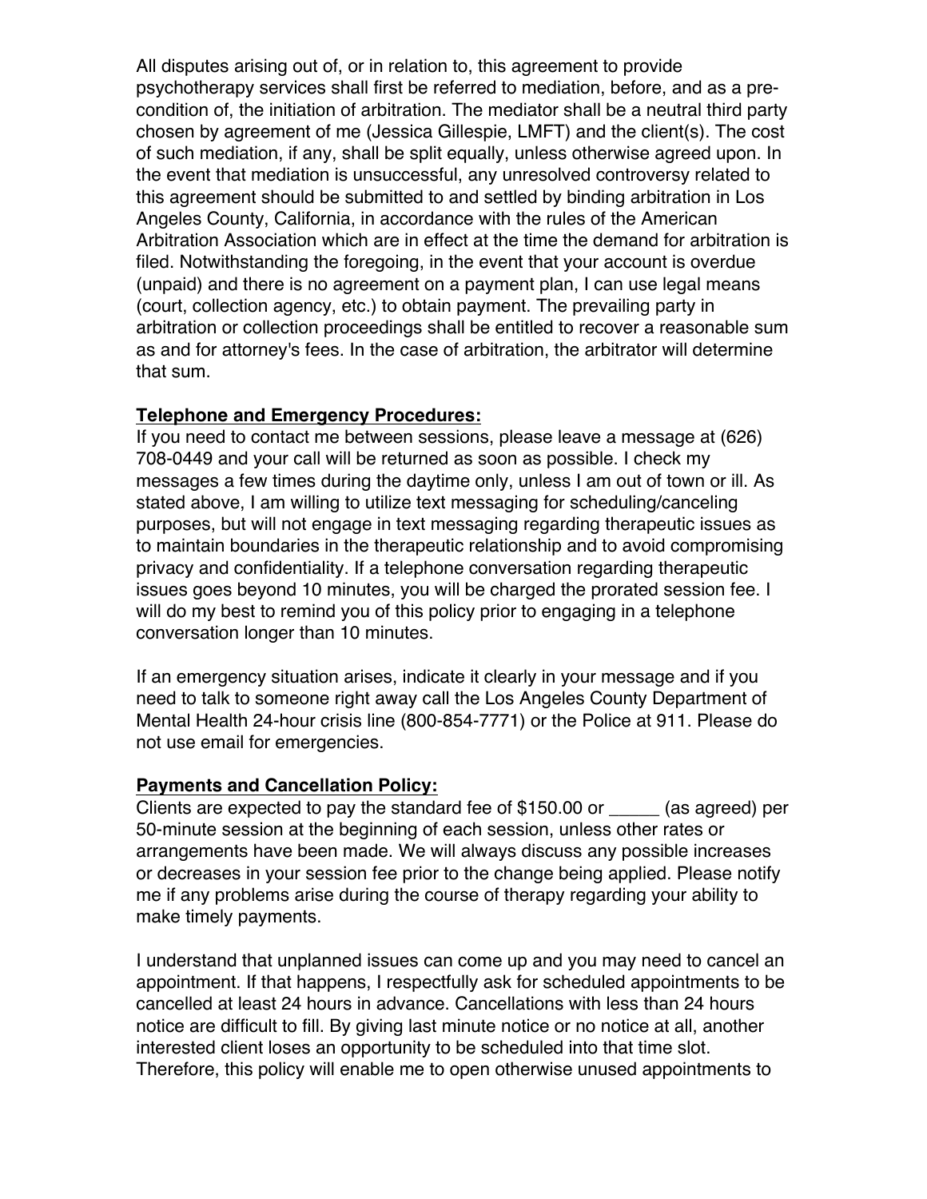All disputes arising out of, or in relation to, this agreement to provide psychotherapy services shall first be referred to mediation, before, and as a pre-condition of, the initiation of arbitration. The mediator shall be a neutral third party chosen by agreement of me (Jessica Gillespie, LMFT) and the client(s). The cost of such mediation, if any, shall be split equally, unless otherwise agreed upon. In the event that mediation is unsuccessful, any unresolved controversy related to this agreement should be submitted to and settled by binding arbitration in Los Angeles County, California, in accordance with the rules of the American Arbitration Association which are in effect at the time the demand for arbitration is filed. Notwithstanding the foregoing, in the event that your account is overdue (unpaid) and there is no agreement on a payment plan, I can use legal means (court, collection agency, etc.) to obtain payment. The prevailing party in arbitration or collection proceedings shall be entitled to recover a reasonable sum as and for attorney's fees. In the case of arbitration, the arbitrator will determine that sum.

**Telephone and Emergency Procedures:**

If you need to contact me between sessions, please leave a message at (626) 708-0449 and your call will be returned as soon as possible. I check my messages a few times during the daytime only, unless I am out of town or ill. As stated above, I am willing to utilize text messaging for scheduling/canceling purposes, but will not engage in text messaging regarding therapeutic issues as to maintain boundaries in the therapeutic relationship and to avoid compromising privacy and confidentiality. If a telephone conversation regarding therapeutic issues goes beyond 10 minutes, you will be charged the prorated session fee. I will do my best to remind you of this policy prior to engaging in a telephone conversation longer than 10 minutes.

If an emergency situation arises, indicate it clearly in your message and if you need to talk to someone right away call the Los Angeles County Department of Mental Health 24-hour crisis line (800-854-7771) or the Police at 911. Please do not use email for emergencies.

**Payments and Cancellation Policy:**

Clients are expected to pay the standard fee of $150.00 or _____ (as agreed) per 50-minute session at the beginning of each session, unless other rates or arrangements have been made. We will always discuss any possible increases or decreases in your session fee prior to the change being applied. Please notify me if any problems arise during the course of therapy regarding your ability to make timely payments.

I understand that unplanned issues can come up and you may need to cancel an appointment. If that happens, I respectfully ask for scheduled appointments to be cancelled at least 24 hours in advance. Cancellations with less than 24 hours notice are difficult to fill. By giving last minute notice or no notice at all, another interested client loses an opportunity to be scheduled into that time slot. Therefore, this policy will enable me to open otherwise unused appointments to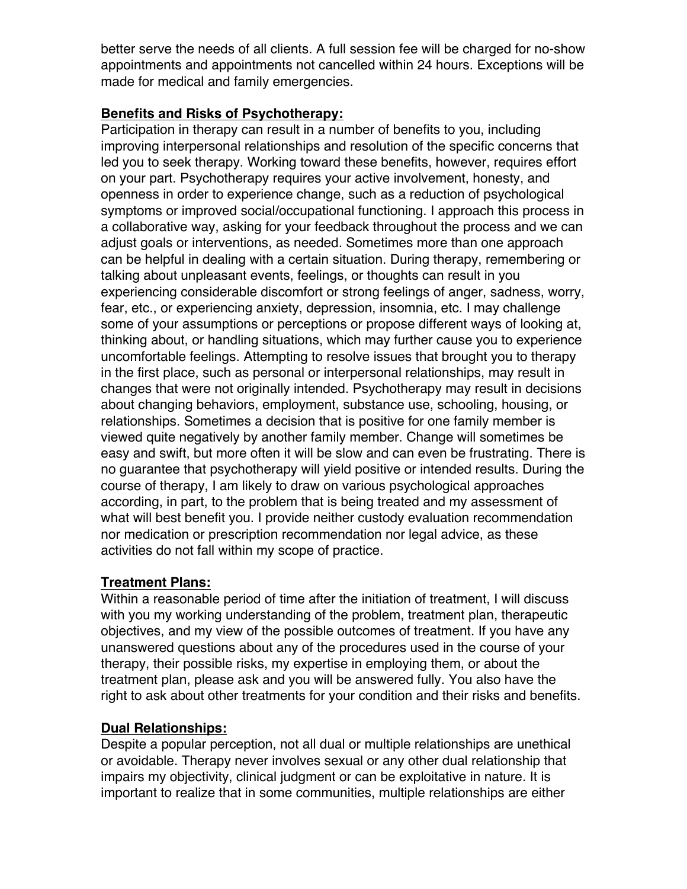better serve the needs of all clients. A full session fee will be charged for no-show appointments and appointments not cancelled within 24 hours. Exceptions will be made for medical and family emergencies.

**Benefits and Risks of Psychotherapy:**

Participation in therapy can result in a number of benefits to you, including improving interpersonal relationships and resolution of the specific concerns that led you to seek therapy. Working toward these benefits, however, requires effort on your part. Psychotherapy requires your active involvement, honesty, and openness in order to experience change, such as a reduction of psychological symptoms or improved social/occupational functioning. I approach this process in a collaborative way, asking for your feedback throughout the process and we can adjust goals or interventions, as needed. Sometimes more than one approach can be helpful in dealing with a certain situation. During therapy, remembering or talking about unpleasant events, feelings, or thoughts can result in you experiencing considerable discomfort or strong feelings of anger, sadness, worry, fear, etc., or experiencing anxiety, depression, insomnia, etc. I may challenge some of your assumptions or perceptions or propose different ways of looking at, thinking about, or handling situations, which may further cause you to experience uncomfortable feelings. Attempting to resolve issues that brought you to therapy in the first place, such as personal or interpersonal relationships, may result in changes that were not originally intended. Psychotherapy may result in decisions about changing behaviors, employment, substance use, schooling, housing, or relationships. Sometimes a decision that is positive for one family member is viewed quite negatively by another family member. Change will sometimes be easy and swift, but more often it will be slow and can even be frustrating. There is no guarantee that psychotherapy will yield positive or intended results. During the course of therapy, I am likely to draw on various psychological approaches according, in part, to the problem that is being treated and my assessment of what will best benefit you. I provide neither custody evaluation recommendation nor medication or prescription recommendation nor legal advice, as these activities do not fall within my scope of practice.

**Treatment Plans:**

Within a reasonable period of time after the initiation of treatment, I will discuss with you my working understanding of the problem, treatment plan, therapeutic objectives, and my view of the possible outcomes of treatment. If you have any unanswered questions about any of the procedures used in the course of your therapy, their possible risks, my expertise in employing them, or about the treatment plan, please ask and you will be answered fully. You also have the right to ask about other treatments for your condition and their risks and benefits.

**Dual Relationships:**

Despite a popular perception, not all dual or multiple relationships are unethical or avoidable. Therapy never involves sexual or any other dual relationship that impairs my objectivity, clinical judgment or can be exploitative in nature. It is important to realize that in some communities, multiple relationships are either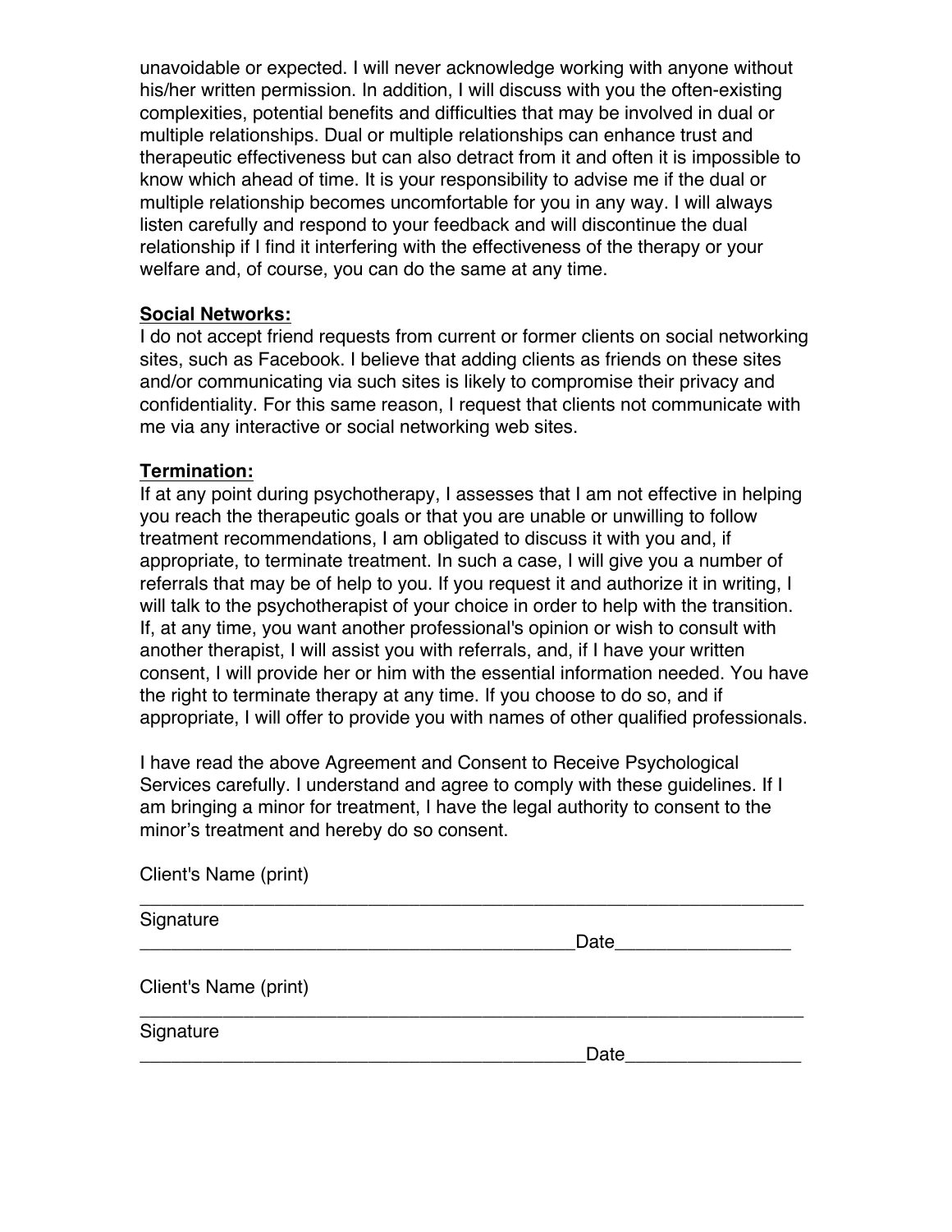unavoidable or expected. I will never acknowledge working with anyone without his/her written permission. In addition, I will discuss with you the often-existing complexities, potential benefits and difficulties that may be involved in dual or multiple relationships. Dual or multiple relationships can enhance trust and therapeutic effectiveness but can also detract from it and often it is impossible to know which ahead of time. It is your responsibility to advise me if the dual or multiple relationship becomes uncomfortable for you in any way. I will always listen carefully and respond to your feedback and will discontinue the dual relationship if I find it interfering with the effectiveness of the therapy or your welfare and, of course, you can do the same at any time.

**Social Networks:**
I do not accept friend requests from current or former clients on social networking sites, such as Facebook. I believe that adding clients as friends on these sites and/or communicating via such sites is likely to compromise their privacy and confidentiality. For this same reason, I request that clients not communicate with me via any interactive or social networking web sites.

**Termination:**
If at any point during psychotherapy, I assesses that I am not effective in helping you reach the therapeutic goals or that you are unable or unwilling to follow treatment recommendations, I am obligated to discuss it with you and, if appropriate, to terminate treatment. In such a case, I will give you a number of referrals that may be of help to you. If you request it and authorize it in writing, I will talk to the psychotherapist of your choice in order to help with the transition. If, at any time, you want another professional's opinion or wish to consult with another therapist, I will assist you with referrals, and, if I have your written consent, I will provide her or him with the essential information needed. You have the right to terminate therapy at any time. If you choose to do so, and if appropriate, I will offer to provide you with names of other qualified professionals.

I have read the above Agreement and Consent to Receive Psychological Services carefully. I understand and agree to comply with these guidelines. If I am bringing a minor for treatment, I have the legal authority to consent to the minor's treatment and hereby do so consent.

Client's Name (print)
_______________________________________________________________

Signature
__________________________________________Date_________________

Client's Name (print)
_______________________________________________________________

Signature
__________________________________________Date_________________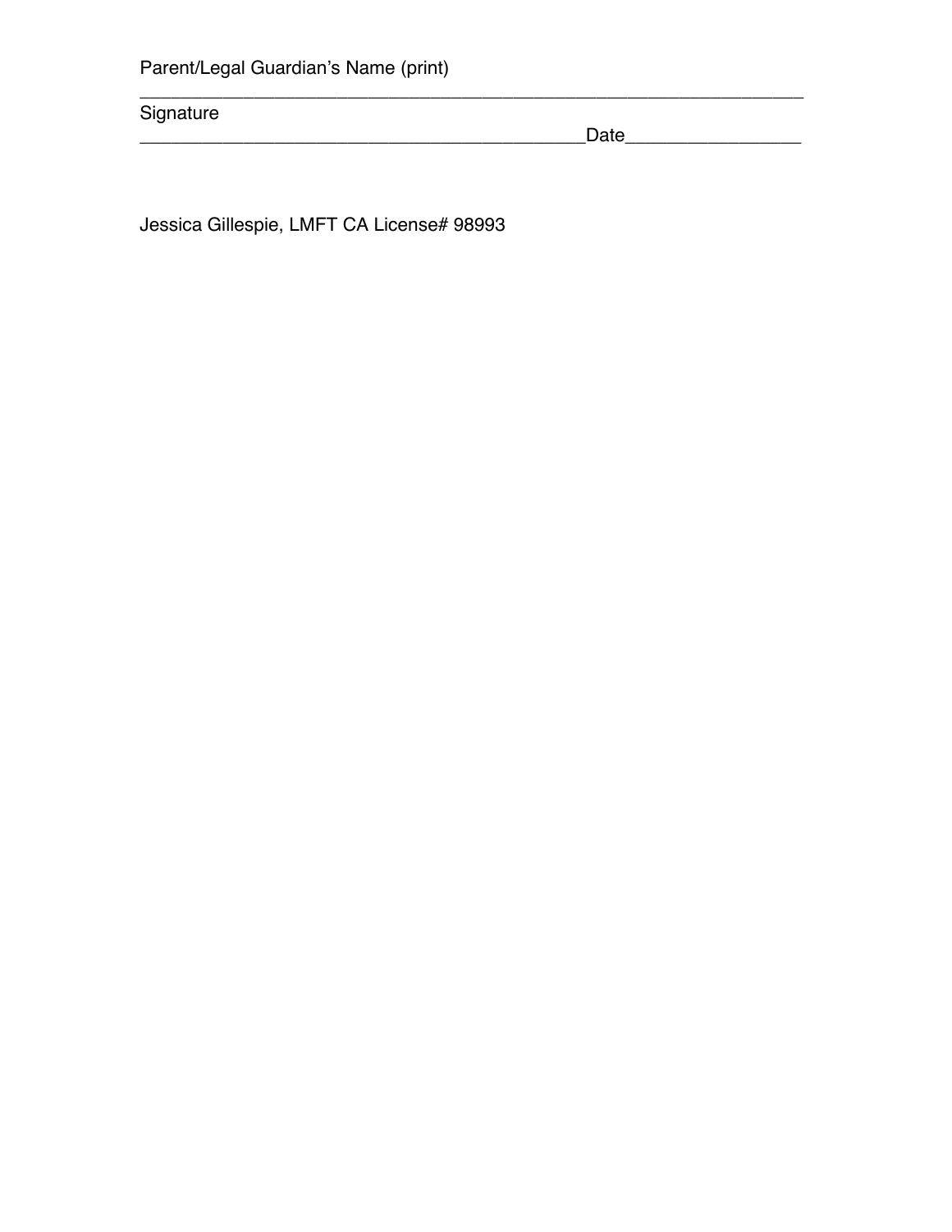Parent/Legal Guardian's Name (print)

_________________________________________________________________

Signature

___________________________________________Date_________________

Jessica Gillespie, LMFT CA License# 98993